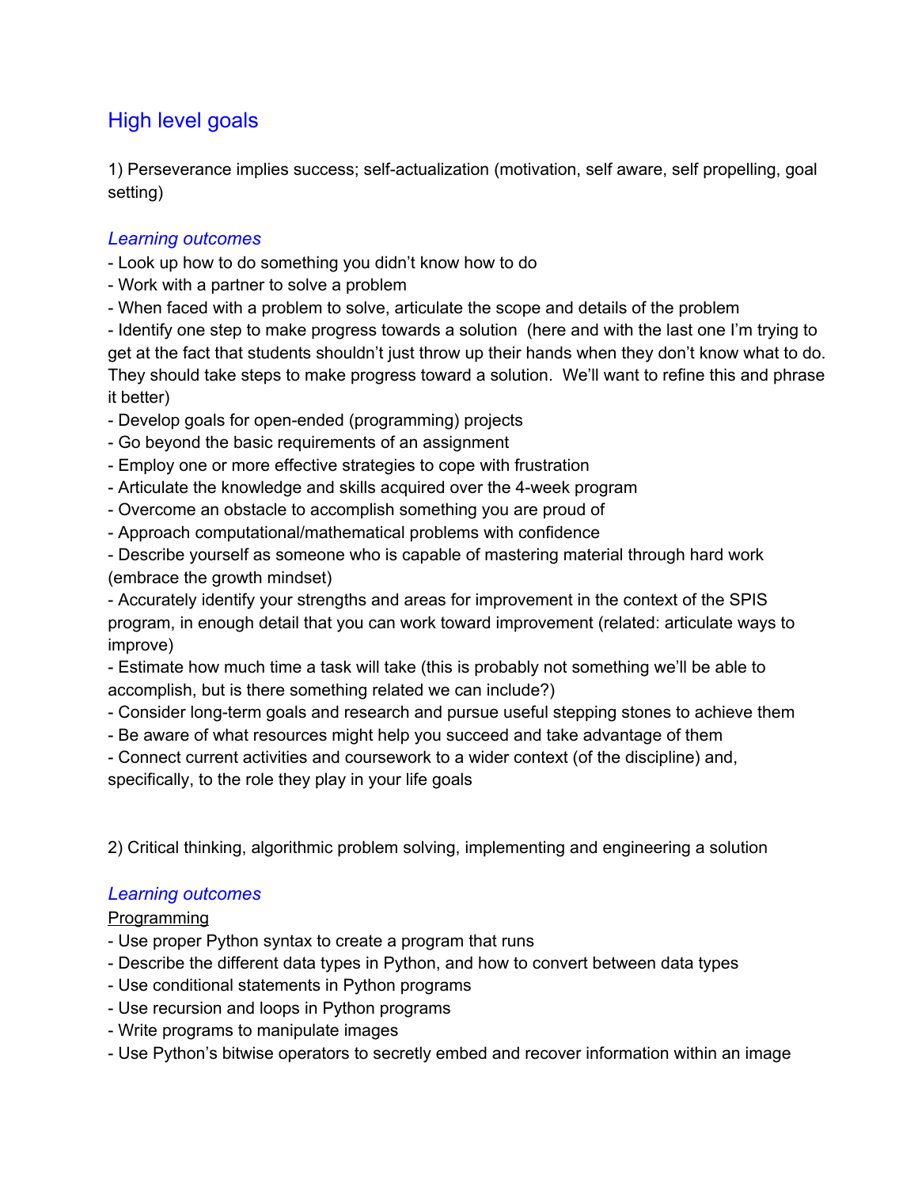## High level goals

1) Perseverance implies success; self-actualization (motivation, self aware, self propelling, goal setting)

### *Learning outcomes*

- Look up how to do something you didn't know how to do
- Work with a partner to solve a problem
- When faced with a problem to solve, articulate the scope and details of the problem
- Identify one step to make progress towards a solution (here and with the last one I'm trying to get at the fact that students shouldn't just throw up their hands when they don't know what to do. They should take steps to make progress toward a solution. We'll want to refine this and phrase it better)
- Develop goals for open-ended (programming) projects
- Go beyond the basic requirements of an assignment
- Employ one or more effective strategies to cope with frustration
- Articulate the knowledge and skills acquired over the 4-week program
- Overcome an obstacle to accomplish something you are proud of
- Approach computational/mathematical problems with confidence
- Describe yourself as someone who is capable of mastering material through hard work (embrace the growth mindset)
- Accurately identify your strengths and areas for improvement in the context of the SPIS program, in enough detail that you can work toward improvement (related: articulate ways to improve)
- Estimate how much time a task will take (this is probably not something we'll be able to accomplish, but is there something related we can include?)
- Consider long-term goals and research and pursue useful stepping stones to achieve them
- Be aware of what resources might help you succeed and take advantage of them
- Connect current activities and coursework to a wider context (of the discipline) and, specifically, to the role they play in your life goals

2) Critical thinking, algorithmic problem solving, implementing and engineering a solution

### *Learning outcomes*

<u>Programming</u>

- Use proper Python syntax to create a program that runs
- Describe the different data types in Python, and how to convert between data types
- Use conditional statements in Python programs
- Use recursion and loops in Python programs
- Write programs to manipulate images
- Use Python's bitwise operators to secretly embed and recover information within an image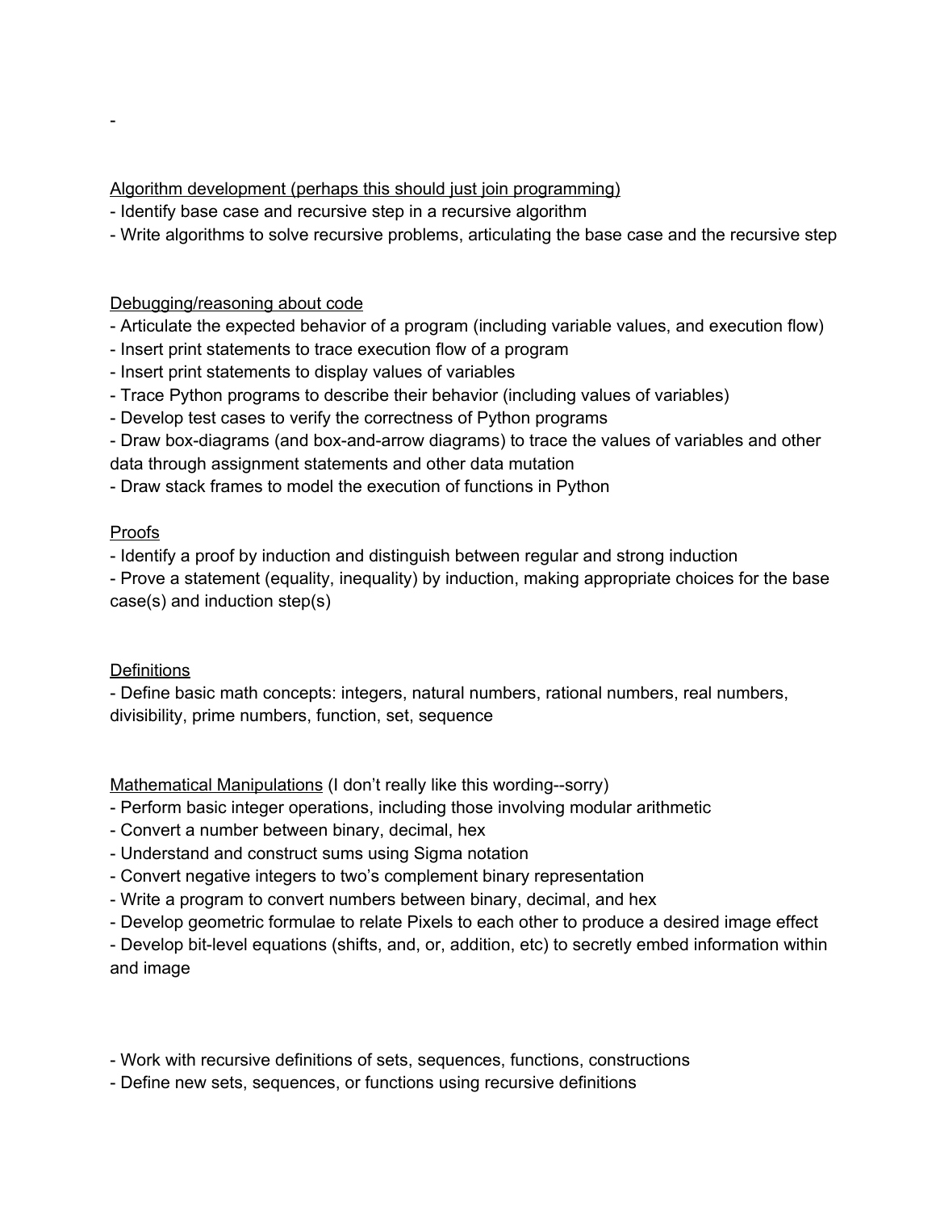-

Algorithm development (perhaps this should just join programming)

- Identify base case and recursive step in a recursive algorithm
- Write algorithms to solve recursive problems, articulating the base case and the recursive step

Debugging/reasoning about code

- Articulate the expected behavior of a program (including variable values, and execution flow)
- Insert print statements to trace execution flow of a program
- Insert print statements to display values of variables
- Trace Python programs to describe their behavior (including values of variables)
- Develop test cases to verify the correctness of Python programs
- Draw box-diagrams (and box-and-arrow diagrams) to trace the values of variables and other data through assignment statements and other data mutation
- Draw stack frames to model the execution of functions in Python

Proofs

- Identify a proof by induction and distinguish between regular and strong induction
- Prove a statement (equality, inequality) by induction, making appropriate choices for the base case(s) and induction step(s)

Definitions

- Define basic math concepts: integers, natural numbers, rational numbers, real numbers, divisibility, prime numbers, function, set, sequence

Mathematical Manipulations (I don't really like this wording--sorry)

- Perform basic integer operations, including those involving modular arithmetic
- Convert a number between binary, decimal, hex
- Understand and construct sums using Sigma notation
- Convert negative integers to two's complement binary representation
- Write a program to convert numbers between binary, decimal, and hex
- Develop geometric formulae to relate Pixels to each other to produce a desired image effect
- Develop bit-level equations (shifts, and, or, addition, etc) to secretly embed information within and image

- Work with recursive definitions of sets, sequences, functions, constructions
- Define new sets, sequences, or functions using recursive definitions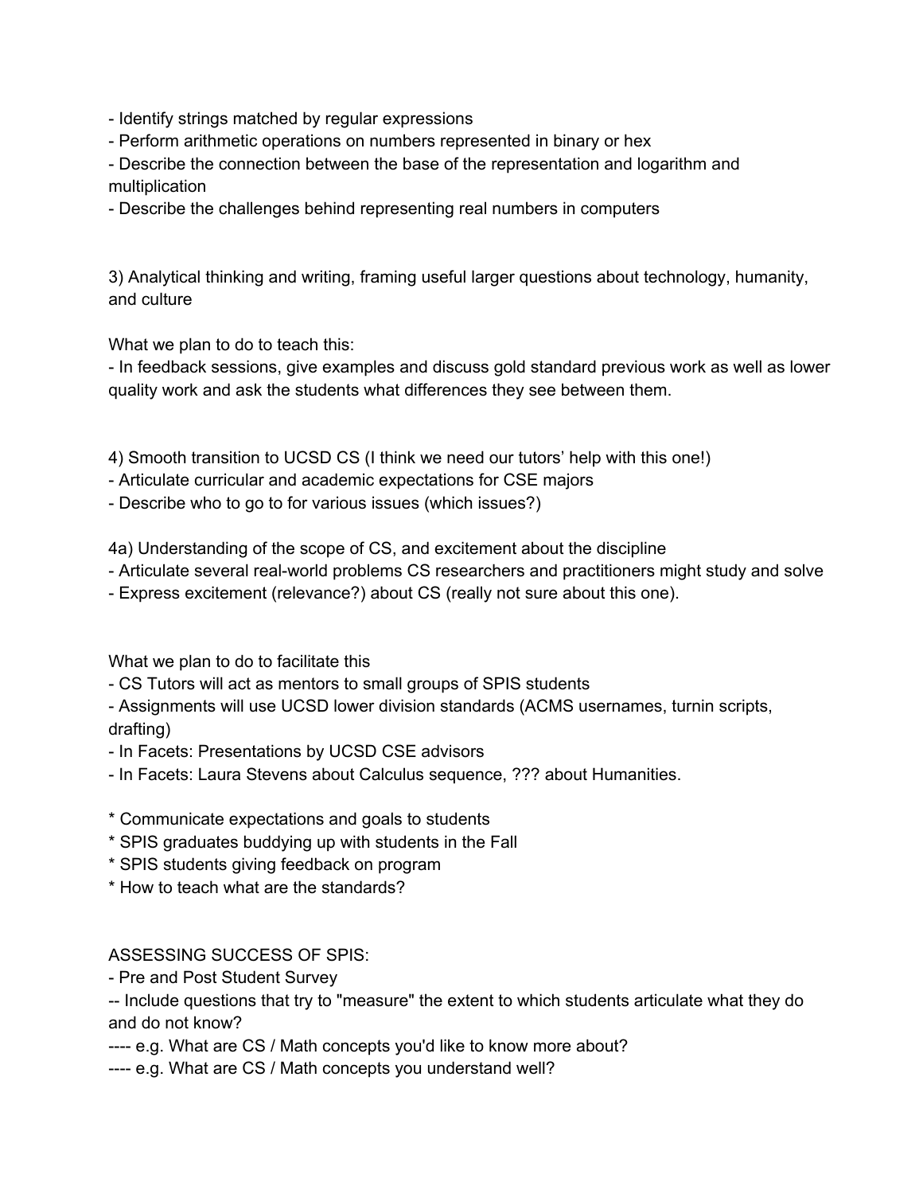- Identify strings matched by regular expressions
- Perform arithmetic operations on numbers represented in binary or hex
- Describe the connection between the base of the representation and logarithm and multiplication
- Describe the challenges behind representing real numbers in computers

3) Analytical thinking and writing, framing useful larger questions about technology, humanity, and culture

What we plan to do to teach this:
- In feedback sessions, give examples and discuss gold standard previous work as well as lower quality work and ask the students what differences they see between them.

4) Smooth transition to UCSD CS (I think we need our tutors' help with this one!)
- Articulate curricular and academic expectations for CSE majors
- Describe who to go to for various issues (which issues?)

4a) Understanding of the scope of CS, and excitement about the discipline
- Articulate several real-world problems CS researchers and practitioners might study and solve
- Express excitement (relevance?) about CS (really not sure about this one).

What we plan to do to facilitate this
- CS Tutors will act as mentors to small groups of SPIS students
- Assignments will use UCSD lower division standards (ACMS usernames, turnin scripts, drafting)
- In Facets: Presentations by UCSD CSE advisors
- In Facets: Laura Stevens about Calculus sequence, ??? about Humanities.

* Communicate expectations and goals to students
* SPIS graduates buddying up with students in the Fall
* SPIS students giving feedback on program
* How to teach what are the standards?

ASSESSING SUCCESS OF SPIS:
- Pre and Post Student Survey
-- Include questions that try to "measure" the extent to which students articulate what they do and do not know?
---- e.g. What are CS / Math concepts you'd like to know more about?
---- e.g. What are CS / Math concepts you understand well?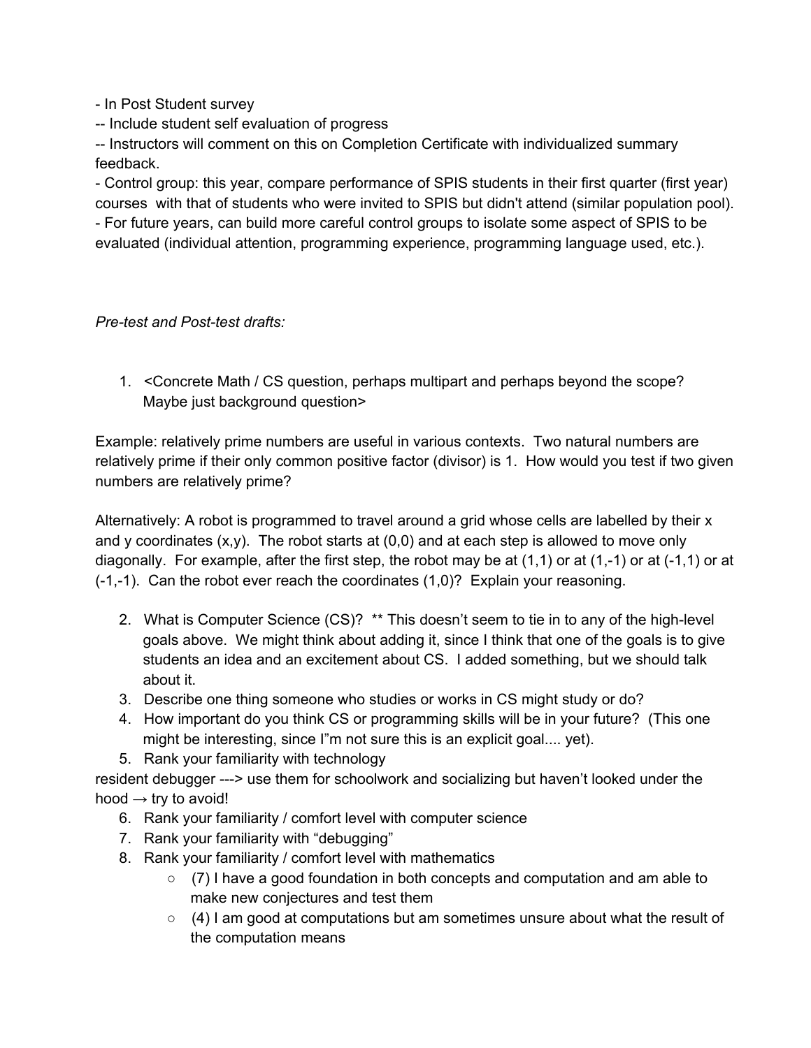- In Post Student survey
-- Include student self evaluation of progress
-- Instructors will comment on this on Completion Certificate with individualized summary feedback.
- Control group: this year, compare performance of SPIS students in their first quarter (first year) courses with that of students who were invited to SPIS but didn't attend (similar population pool).
- For future years, can build more careful control groups to isolate some aspect of SPIS to be evaluated (individual attention, programming experience, programming language used, etc.).

*Pre-test and Post-test drafts:*

1. <Concrete Math / CS question, perhaps multipart and perhaps beyond the scope? Maybe just background question>

Example: relatively prime numbers are useful in various contexts. Two natural numbers are relatively prime if their only common positive factor (divisor) is 1. How would you test if two given numbers are relatively prime?

Alternatively: A robot is programmed to travel around a grid whose cells are labelled by their x and y coordinates (x,y). The robot starts at (0,0) and at each step is allowed to move only diagonally. For example, after the first step, the robot may be at (1,1) or at (1,-1) or at (-1,1) or at (-1,-1). Can the robot ever reach the coordinates (1,0)? Explain your reasoning.

2. What is Computer Science (CS)? ** This doesn't seem to tie in to any of the high-level goals above. We might think about adding it, since I think that one of the goals is to give students an idea and an excitement about CS. I added something, but we should talk about it.
3. Describe one thing someone who studies or works in CS might study or do?
4. How important do you think CS or programming skills will be in your future? (This one might be interesting, since I"m not sure this is an explicit goal.... yet).
5. Rank your familiarity with technology

resident debugger ---> use them for schoolwork and socializing but haven't looked under the hood → try to avoid!

6. Rank your familiarity / comfort level with computer science
7. Rank your familiarity with "debugging"
8. Rank your familiarity / comfort level with mathematics
    - (7) I have a good foundation in both concepts and computation and am able to make new conjectures and test them
    - (4) I am good at computations but am sometimes unsure about what the result of the computation means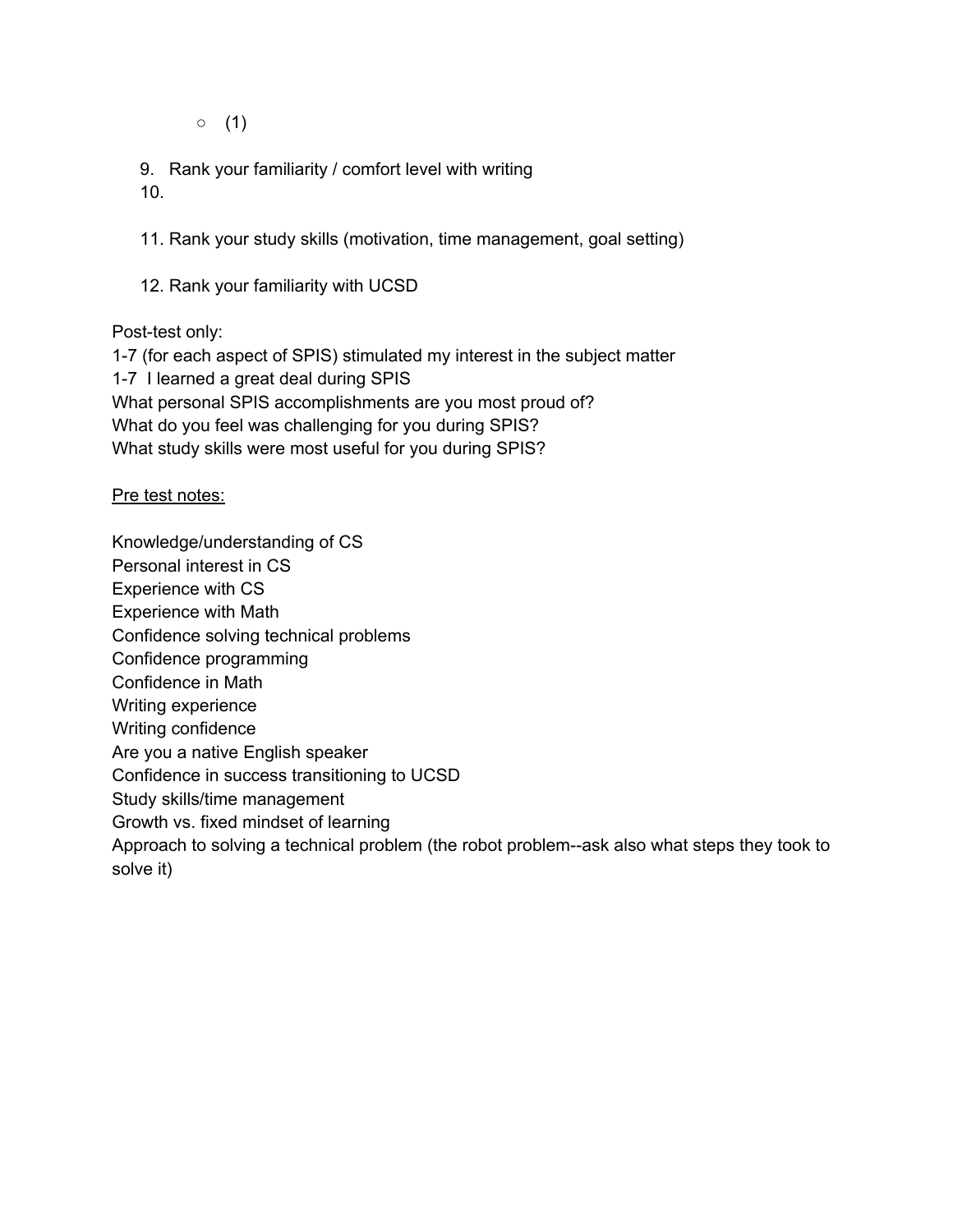- (1)

9. Rank your familiarity / comfort level with writing
10. 

11. Rank your study skills (motivation, time management, goal setting)

12. Rank your familiarity with UCSD

Post-test only:
1-7 (for each aspect of SPIS) stimulated my interest in the subject matter
1-7  I learned a great deal during SPIS
What personal SPIS accomplishments are you most proud of?
What do you feel was challenging for you during SPIS?
What study skills were most useful for you during SPIS?

<u>Pre test notes:</u>

Knowledge/understanding of CS
Personal interest in CS
Experience with CS
Experience with Math
Confidence solving technical problems
Confidence programming
Confidence in Math
Writing experience
Writing confidence
Are you a native English speaker
Confidence in success transitioning to UCSD
Study skills/time management
Growth vs. fixed mindset of learning
Approach to solving a technical problem (the robot problem--ask also what steps they took to solve it)